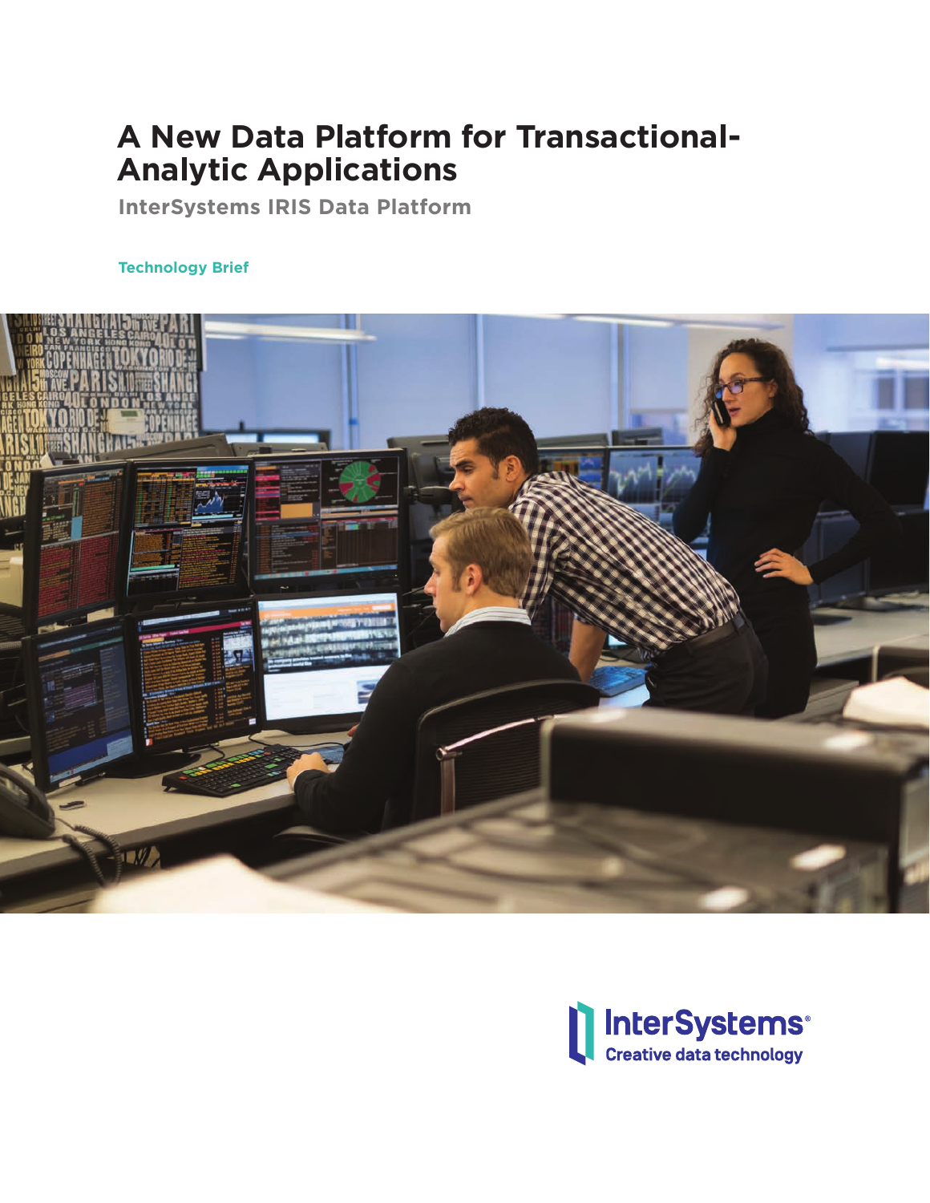# A New Data Platform for Transactional-Analytic Applications

## InterSystems IRIS Data Platform

**Technology Brief**

InterSystems
Creative data technology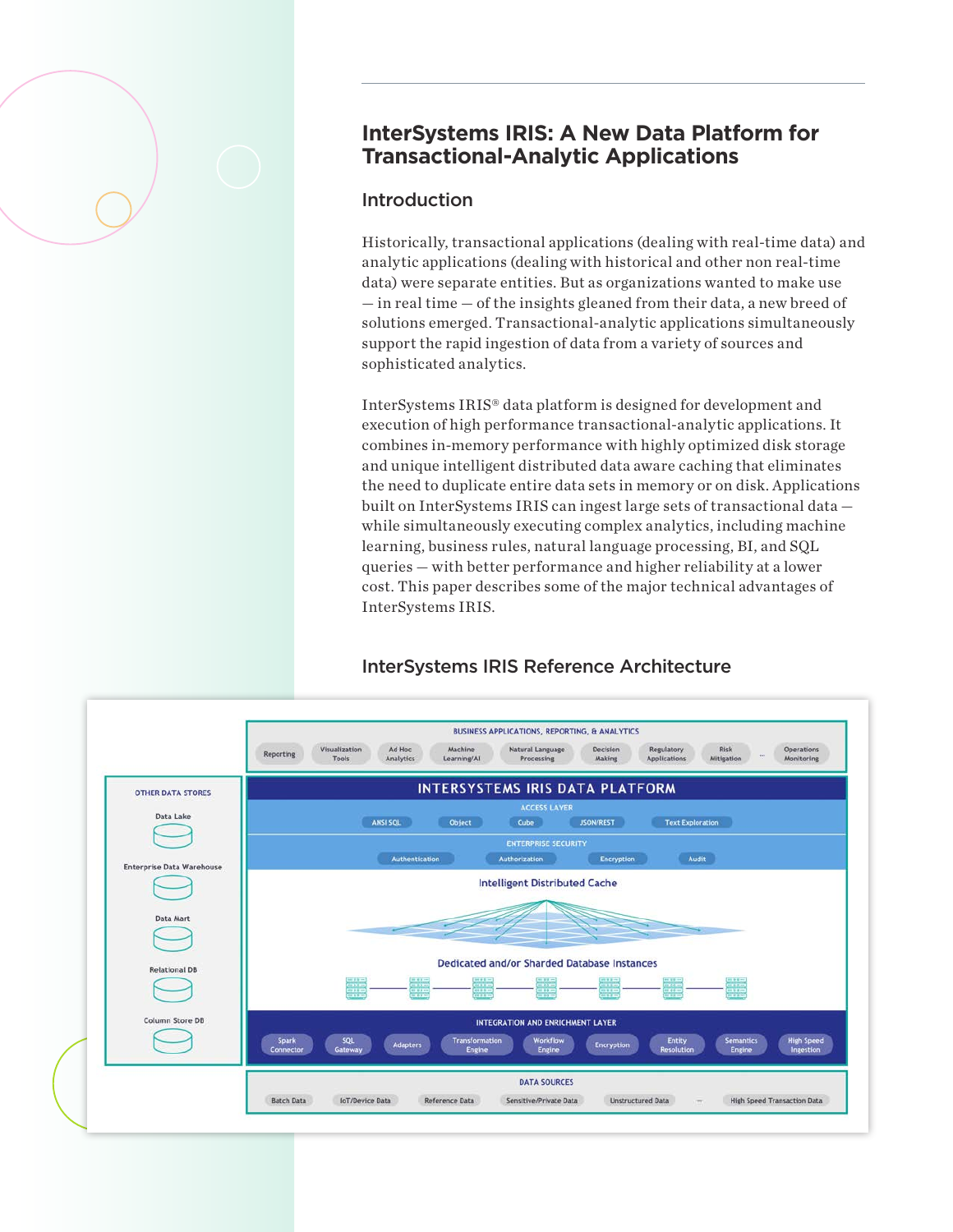## InterSystems IRIS: A New Data Platform for Transactional-Analytic Applications

### Introduction

Historically, transactional applications (dealing with real-time data) and analytic applications (dealing with historical and other non real-time data) were separate entities. But as organizations wanted to make use — in real time — of the insights gleaned from their data, a new breed of solutions emerged. Transactional-analytic applications simultaneously support the rapid ingestion of data from a variety of sources and sophisticated analytics.

InterSystems IRIS® data platform is designed for development and execution of high performance transactional-analytic applications. It combines in-memory performance with highly optimized disk storage and unique intelligent distributed data aware caching that eliminates the need to duplicate entire data sets in memory or on disk. Applications built on InterSystems IRIS can ingest large sets of transactional data — while simultaneously executing complex analytics, including machine learning, business rules, natural language processing, BI, and SQL queries — with better performance and higher reliability at a lower cost. This paper describes some of the major technical advantages of InterSystems IRIS.

### InterSystems IRIS Reference Architecture

BUSINESS APPLICATIONS, REPORTING, & ANALYTICS

Reporting | Visualization Tools | Ad Hoc Analytics | Machine Learning/AI | Natural Language Processing | Decision Making | Regulatory Applications | Risk Mitigation | ... | Operations Monitoring

OTHER DATA STORES

- Data Lake
- Enterprise Data Warehouse
- Data Mart
- Relational DB
- Column Store DB

INTERSYSTEMS IRIS DATA PLATFORM

ACCESS LAYER

ANSI SQL | Object | Cube | JSON/REST | Text Exploration

ENTERPRISE SECURITY

Authentication | Authorization | Encryption | Audit

Intelligent Distributed Cache

Dedicated and/or Sharded Database Instances

INTEGRATION AND ENRICHMENT LAYER

Spark Connector | SQL Gateway | Adapters | Transformation Engine | Workflow Engine | Encryption | Entity Resolution | Semantics Engine | High Speed Ingestion

DATA SOURCES

Batch Data | IoT/Device Data | Reference Data | Sensitive/Private Data | Unstructured Data | ... | High Speed Transaction Data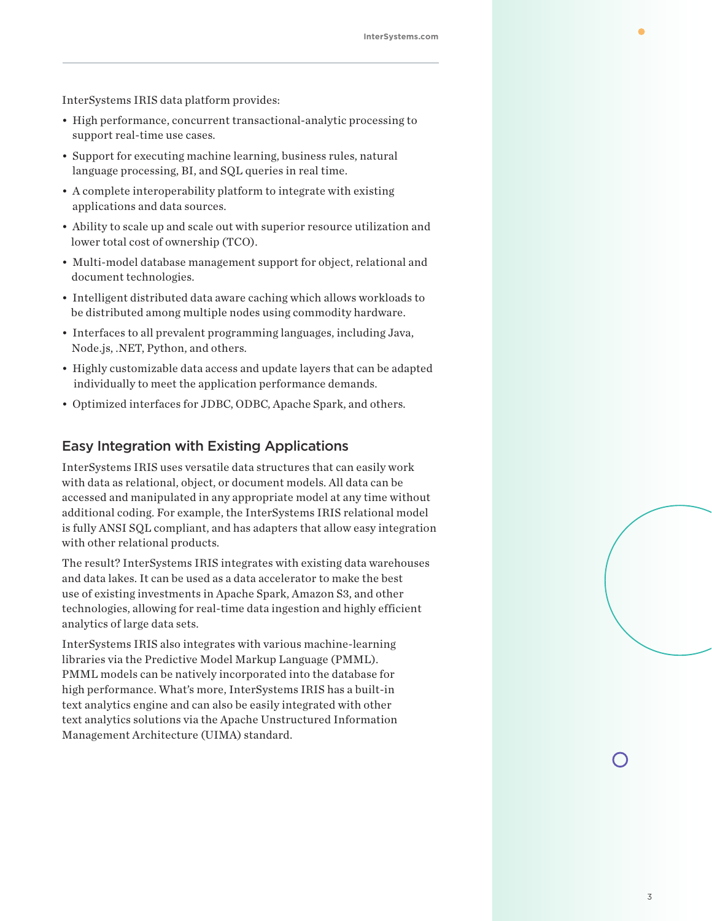InterSystems IRIS data platform provides:

- High performance, concurrent transactional-analytic processing to support real-time use cases.
- Support for executing machine learning, business rules, natural language processing, BI, and SQL queries in real time.
- A complete interoperability platform to integrate with existing applications and data sources.
- Ability to scale up and scale out with superior resource utilization and lower total cost of ownership (TCO).
- Multi-model database management support for object, relational and document technologies.
- Intelligent distributed data aware caching which allows workloads to be distributed among multiple nodes using commodity hardware.
- Interfaces to all prevalent programming languages, including Java, Node.js, .NET, Python, and others.
- Highly customizable data access and update layers that can be adapted individually to meet the application performance demands.
- Optimized interfaces for JDBC, ODBC, Apache Spark, and others.

## Easy Integration with Existing Applications

InterSystems IRIS uses versatile data structures that can easily work with data as relational, object, or document models. All data can be accessed and manipulated in any appropriate model at any time without additional coding. For example, the InterSystems IRIS relational model is fully ANSI SQL compliant, and has adapters that allow easy integration with other relational products.

The result? InterSystems IRIS integrates with existing data warehouses and data lakes. It can be used as a data accelerator to make the best use of existing investments in Apache Spark, Amazon S3, and other technologies, allowing for real-time data ingestion and highly efficient analytics of large data sets.

InterSystems IRIS also integrates with various machine-learning libraries via the Predictive Model Markup Language (PMML). PMML models can be natively incorporated into the database for high performance. What's more, InterSystems IRIS has a built-in text analytics engine and can also be easily integrated with other text analytics solutions via the Apache Unstructured Information Management Architecture (UIMA) standard.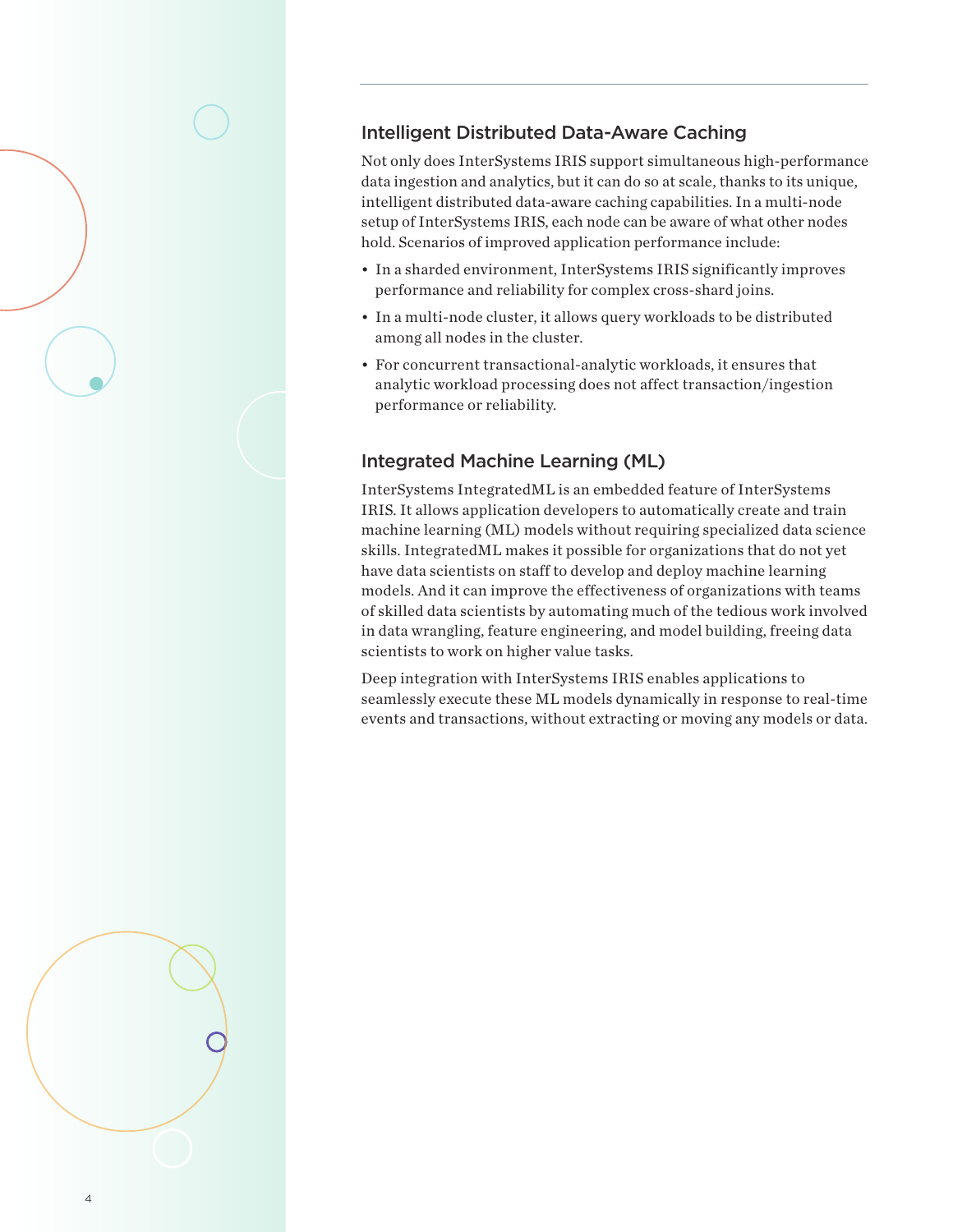## Intelligent Distributed Data-Aware Caching

Not only does InterSystems IRIS support simultaneous high-performance data ingestion and analytics, but it can do so at scale, thanks to its unique, intelligent distributed data-aware caching capabilities. In a multi-node setup of InterSystems IRIS, each node can be aware of what other nodes hold. Scenarios of improved application performance include:

- In a sharded environment, InterSystems IRIS significantly improves performance and reliability for complex cross-shard joins.
- In a multi-node cluster, it allows query workloads to be distributed among all nodes in the cluster.
- For concurrent transactional-analytic workloads, it ensures that analytic workload processing does not affect transaction/ingestion performance or reliability.

## Integrated Machine Learning (ML)

InterSystems IntegratedML is an embedded feature of InterSystems IRIS. It allows application developers to automatically create and train machine learning (ML) models without requiring specialized data science skills. IntegratedML makes it possible for organizations that do not yet have data scientists on staff to develop and deploy machine learning models. And it can improve the effectiveness of organizations with teams of skilled data scientists by automating much of the tedious work involved in data wrangling, feature engineering, and model building, freeing data scientists to work on higher value tasks.

Deep integration with InterSystems IRIS enables applications to seamlessly execute these ML models dynamically in response to real-time events and transactions, without extracting or moving any models or data.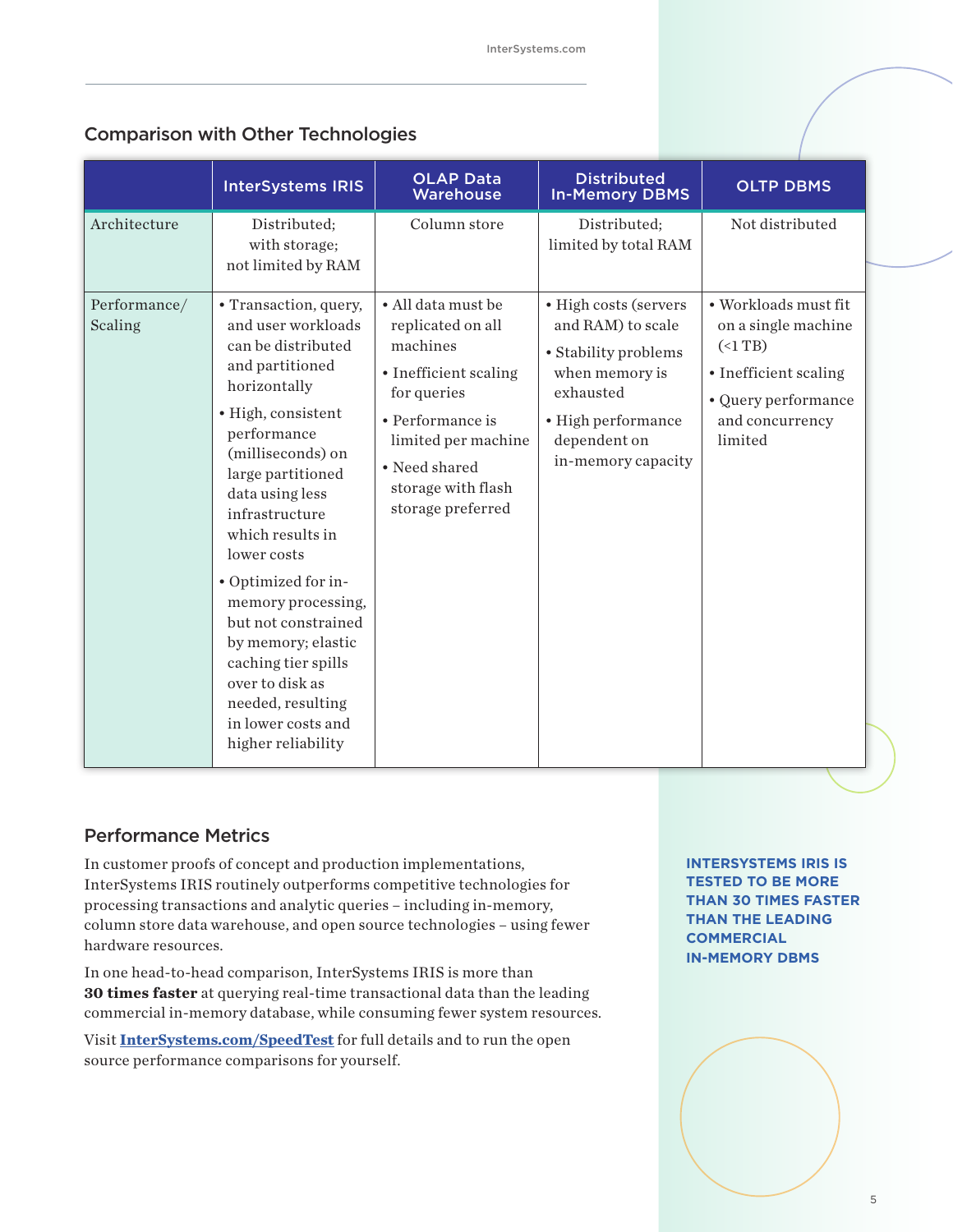## Comparison with Other Technologies

| | InterSystems IRIS | OLAP Data Warehouse | Distributed In-Memory DBMS | OLTP DBMS |
|---|---|---|---|---|
| Architecture | Distributed; with storage; not limited by RAM | Column store | Distributed; limited by total RAM | Not distributed |
| Performance/ Scaling | • Transaction, query, and user workloads can be distributed and partitioned horizontally<br>• High, consistent performance (milliseconds) on large partitioned data using less infrastructure which results in lower costs<br>• Optimized for in-memory processing, but not constrained by memory; elastic caching tier spills over to disk as needed, resulting in lower costs and higher reliability | • All data must be replicated on all machines<br>• Inefficient scaling for queries<br>• Performance is limited per machine<br>• Need shared storage with flash storage preferred | • High costs (servers and RAM) to scale<br>• Stability problems when memory is exhausted<br>• High performance dependent on in-memory capacity | • Workloads must fit on a single machine (<1 TB)<br>• Inefficient scaling<br>• Query performance and concurrency limited |

## Performance Metrics

In customer proofs of concept and production implementations, InterSystems IRIS routinely outperforms competitive technologies for processing transactions and analytic queries – including in-memory, column store data warehouse, and open source technologies – using fewer hardware resources.

In one head-to-head comparison, InterSystems IRIS is more than **30 times faster** at querying real-time transactional data than the leading commercial in-memory database, while consuming fewer system resources.

Visit **InterSystems.com/SpeedTest** for full details and to run the open source performance comparisons for yourself.

**INTERSYSTEMS IRIS IS TESTED TO BE MORE THAN 30 TIMES FASTER THAN THE LEADING COMMERCIAL IN-MEMORY DBMS**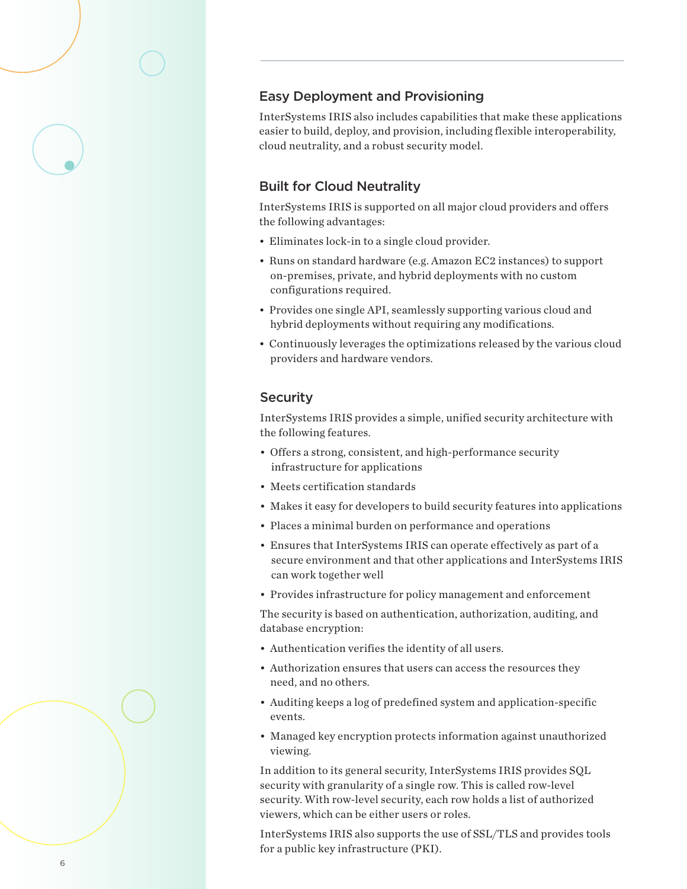## Easy Deployment and Provisioning

InterSystems IRIS also includes capabilities that make these applications easier to build, deploy, and provision, including flexible interoperability, cloud neutrality, and a robust security model.

## Built for Cloud Neutrality

InterSystems IRIS is supported on all major cloud providers and offers the following advantages:

- Eliminates lock-in to a single cloud provider.
- Runs on standard hardware (e.g. Amazon EC2 instances) to support on-premises, private, and hybrid deployments with no custom configurations required.
- Provides one single API, seamlessly supporting various cloud and hybrid deployments without requiring any modifications.
- Continuously leverages the optimizations released by the various cloud providers and hardware vendors.

## Security

InterSystems IRIS provides a simple, unified security architecture with the following features.

- Offers a strong, consistent, and high-performance security infrastructure for applications
- Meets certification standards
- Makes it easy for developers to build security features into applications
- Places a minimal burden on performance and operations
- Ensures that InterSystems IRIS can operate effectively as part of a secure environment and that other applications and InterSystems IRIS can work together well
- Provides infrastructure for policy management and enforcement

The security is based on authentication, authorization, auditing, and database encryption:

- Authentication verifies the identity of all users.
- Authorization ensures that users can access the resources they need, and no others.
- Auditing keeps a log of predefined system and application-specific events.
- Managed key encryption protects information against unauthorized viewing.

In addition to its general security, InterSystems IRIS provides SQL security with granularity of a single row. This is called row-level security. With row-level security, each row holds a list of authorized viewers, which can be either users or roles.

InterSystems IRIS also supports the use of SSL/TLS and provides tools for a public key infrastructure (PKI).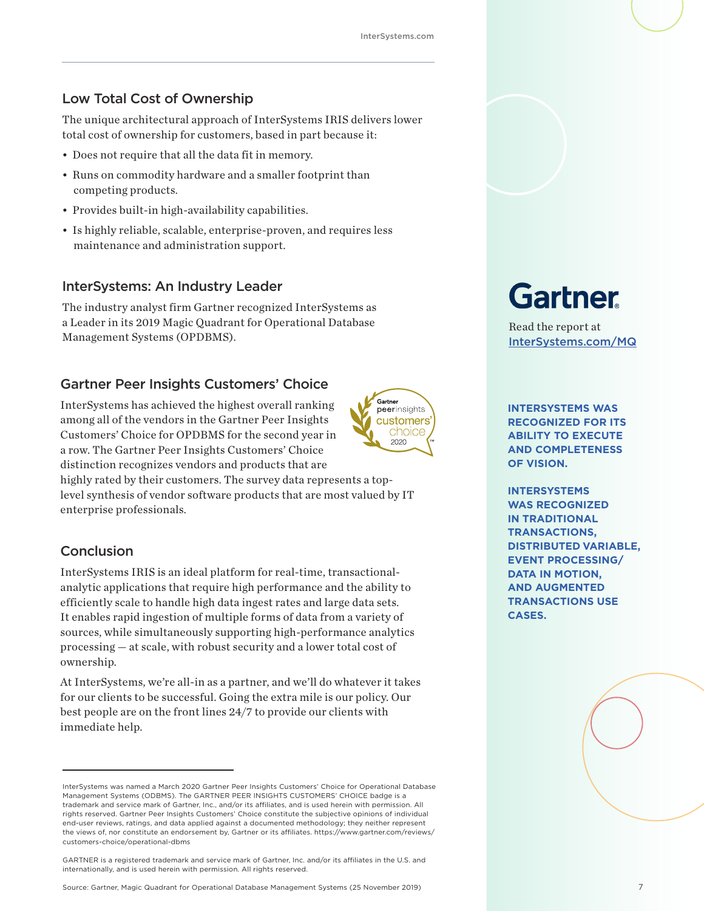## Low Total Cost of Ownership

The unique architectural approach of InterSystems IRIS delivers lower total cost of ownership for customers, based in part because it:

- Does not require that all the data fit in memory.
- Runs on commodity hardware and a smaller footprint than competing products.
- Provides built-in high-availability capabilities.
- Is highly reliable, scalable, enterprise-proven, and requires less maintenance and administration support.

## InterSystems: An Industry Leader

The industry analyst firm Gartner recognized InterSystems as a Leader in its 2019 Magic Quadrant for Operational Database Management Systems (OPDBMS).

## Gartner Peer Insights Customers' Choice

InterSystems has achieved the highest overall ranking among all of the vendors in the Gartner Peer Insights Customers' Choice for OPDBMS for the second year in a row. The Gartner Peer Insights Customers' Choice distinction recognizes vendors and products that are highly rated by their customers. The survey data represents a top-level synthesis of vendor software products that are most valued by IT enterprise professionals.

## Conclusion

InterSystems IRIS is an ideal platform for real-time, transactional-analytic applications that require high performance and the ability to efficiently scale to handle high data ingest rates and large data sets. It enables rapid ingestion of multiple forms of data from a variety of sources, while simultaneously supporting high-performance analytics processing — at scale, with robust security and a lower total cost of ownership.

At InterSystems, we're all-in as a partner, and we'll do whatever it takes for our clients to be successful. Going the extra mile is our policy. Our best people are on the front lines 24/7 to provide our clients with immediate help.

**Gartner**

Read the report at [InterSystems.com/MQ](InterSystems.com/MQ)

**INTERSYSTEMS WAS RECOGNIZED FOR ITS ABILITY TO EXECUTE AND COMPLETENESS OF VISION.**

**INTERSYSTEMS WAS RECOGNIZED IN TRADITIONAL TRANSACTIONS, DISTRIBUTED VARIABLE, EVENT PROCESSING/ DATA IN MOTION, AND AUGMENTED TRANSACTIONS USE CASES.**

---

InterSystems was named a March 2020 Gartner Peer Insights Customers' Choice for Operational Database Management Systems (ODBMS). The GARTNER PEER INSIGHTS CUSTOMERS' CHOICE badge is a trademark and service mark of Gartner, Inc., and/or its affiliates, and is used herein with permission. All rights reserved. Gartner Peer Insights Customers' Choice constitute the subjective opinions of individual end-user reviews, ratings, and data applied against a documented methodology; they neither represent the views of, nor constitute an endorsement by, Gartner or its affiliates. https://www.gartner.com/reviews/customers-choice/operational-dbms

GARTNER is a registered trademark and service mark of Gartner, Inc. and/or its affiliates in the U.S. and internationally, and is used herein with permission. All rights reserved.

Source: Gartner, Magic Quadrant for Operational Database Management Systems (25 November 2019)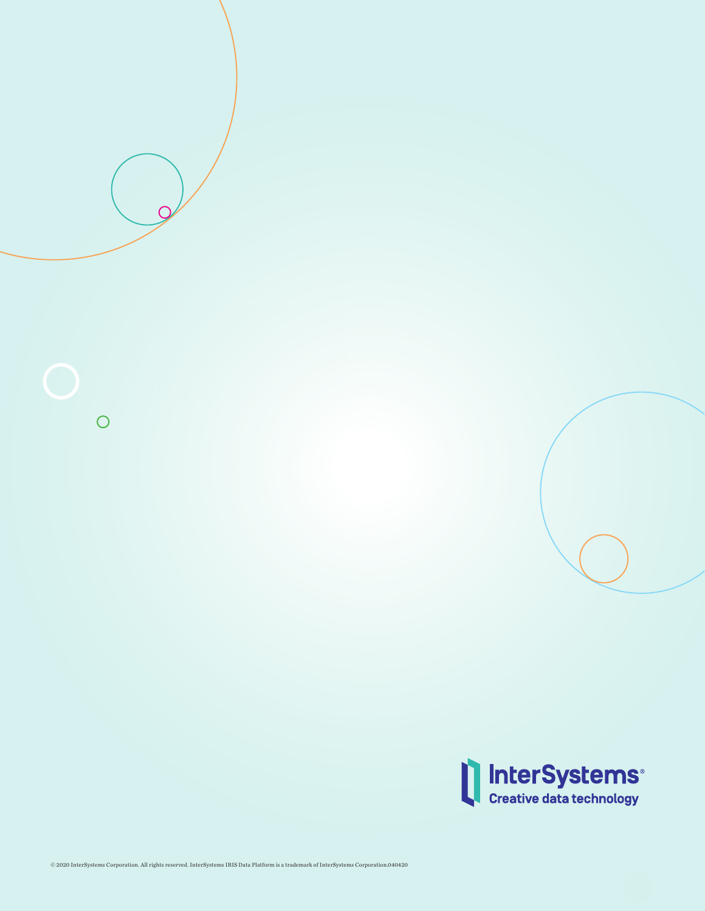InterSystems
Creative data technology

© 2020 InterSystems Corporation. All rights reserved. InterSystems IRIS Data Platform is a trademark of InterSystems Corporation.040420